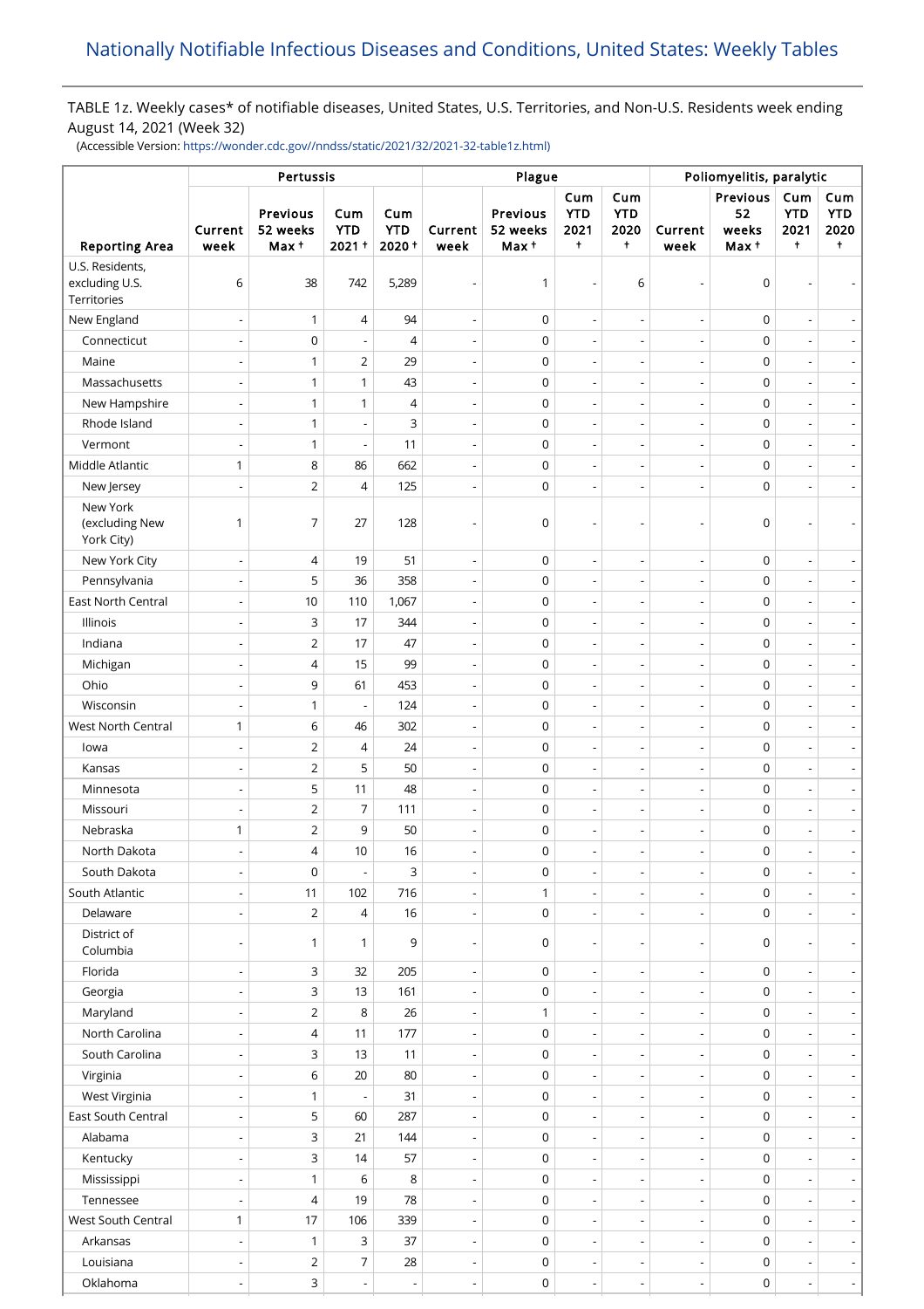# Nationally Notifiable Infectious Diseases and Conditions, United States: Weekly Tables

TABLE 1z. Weekly cases* of notifiable diseases, United States, U.S. Territories, and Non-U.S. Residents week ending August 14, 2021 (Week 32)

(Accessible Version: https://wonder.cdc.gov//nndss/static/2021/32/2021-32-table1z.html)

| Reporting Area | Pertussis | | | | Plague | | | | Poliomyelitis, paralytic | | | |
|---|---|---|---|---|---|---|---|---|---|---|---|---|
| | Current week | Previous 52 weeks Max † | Cum YTD 2021 † | Cum YTD 2020 † | Current week | Previous 52 weeks Max † | Cum YTD 2021 † | Cum YTD 2020 † | Current week | Previous 52 weeks Max † | Cum YTD 2021 † | Cum YTD 2020 † |
| U.S. Residents, excluding U.S. Territories | 6 | 38 | 742 | 5,289 | - | 1 | - | 6 | - | 0 | - | - |
| New England | - | 1 | 4 | 94 | - | 0 | - | - | - | 0 | - | - |
| Connecticut | - | 0 | - | 4 | - | 0 | - | - | - | 0 | - | - |
| Maine | - | 1 | 2 | 29 | - | 0 | - | - | - | 0 | - | - |
| Massachusetts | - | 1 | 1 | 43 | - | 0 | - | - | - | 0 | - | - |
| New Hampshire | - | 1 | 1 | 4 | - | 0 | - | - | - | 0 | - | - |
| Rhode Island | - | 1 | - | 3 | - | 0 | - | - | - | 0 | - | - |
| Vermont | - | 1 | - | 11 | - | 0 | - | - | - | 0 | - | - |
| Middle Atlantic | 1 | 8 | 86 | 662 | - | 0 | - | - | - | 0 | - | - |
| New Jersey | - | 2 | 4 | 125 | - | 0 | - | - | - | 0 | - | - |
| New York (excluding New York City) | 1 | 7 | 27 | 128 | - | 0 | - | - | - | 0 | - | - |
| New York City | - | 4 | 19 | 51 | - | 0 | - | - | - | 0 | - | - |
| Pennsylvania | - | 5 | 36 | 358 | - | 0 | - | - | - | 0 | - | - |
| East North Central | - | 10 | 110 | 1,067 | - | 0 | - | - | - | 0 | - | - |
| Illinois | - | 3 | 17 | 344 | - | 0 | - | - | - | 0 | - | - |
| Indiana | - | 2 | 17 | 47 | - | 0 | - | - | - | 0 | - | - |
| Michigan | - | 4 | 15 | 99 | - | 0 | - | - | - | 0 | - | - |
| Ohio | - | 9 | 61 | 453 | - | 0 | - | - | - | 0 | - | - |
| Wisconsin | - | 1 | - | 124 | - | 0 | - | - | - | 0 | - | - |
| West North Central | 1 | 6 | 46 | 302 | - | 0 | - | - | - | 0 | - | - |
| Iowa | - | 2 | 4 | 24 | - | 0 | - | - | - | 0 | - | - |
| Kansas | - | 2 | 5 | 50 | - | 0 | - | - | - | 0 | - | - |
| Minnesota | - | 5 | 11 | 48 | - | 0 | - | - | - | 0 | - | - |
| Missouri | - | 2 | 7 | 111 | - | 0 | - | - | - | 0 | - | - |
| Nebraska | 1 | 2 | 9 | 50 | - | 0 | - | - | - | 0 | - | - |
| North Dakota | - | 4 | 10 | 16 | - | 0 | - | - | - | 0 | - | - |
| South Dakota | - | 0 | - | 3 | - | 0 | - | - | - | 0 | - | - |
| South Atlantic | - | 11 | 102 | 716 | - | 1 | - | - | - | 0 | - | - |
| Delaware | - | 2 | 4 | 16 | - | 0 | - | - | - | 0 | - | - |
| District of Columbia | - | 1 | 1 | 9 | - | 0 | - | - | - | 0 | - | - |
| Florida | - | 3 | 32 | 205 | - | 0 | - | - | - | 0 | - | - |
| Georgia | - | 3 | 13 | 161 | - | 0 | - | - | - | 0 | - | - |
| Maryland | - | 2 | 8 | 26 | - | 1 | - | - | - | 0 | - | - |
| North Carolina | - | 4 | 11 | 177 | - | 0 | - | - | - | 0 | - | - |
| South Carolina | - | 3 | 13 | 11 | - | 0 | - | - | - | 0 | - | - |
| Virginia | - | 6 | 20 | 80 | - | 0 | - | - | - | 0 | - | - |
| West Virginia | - | 1 | - | 31 | - | 0 | - | - | - | 0 | - | - |
| East South Central | - | 5 | 60 | 287 | - | 0 | - | - | - | 0 | - | - |
| Alabama | - | 3 | 21 | 144 | - | 0 | - | - | - | 0 | - | - |
| Kentucky | - | 3 | 14 | 57 | - | 0 | - | - | - | 0 | - | - |
| Mississippi | - | 1 | 6 | 8 | - | 0 | - | - | - | 0 | - | - |
| Tennessee | - | 4 | 19 | 78 | - | 0 | - | - | - | 0 | - | - |
| West South Central | 1 | 17 | 106 | 339 | - | 0 | - | - | - | 0 | - | - |
| Arkansas | - | 1 | 3 | 37 | - | 0 | - | - | - | 0 | - | - |
| Louisiana | - | 2 | 7 | 28 | - | 0 | - | - | - | 0 | - | - |
| Oklahoma | - | 3 | - | - | - | 0 | - | - | - | 0 | - | - |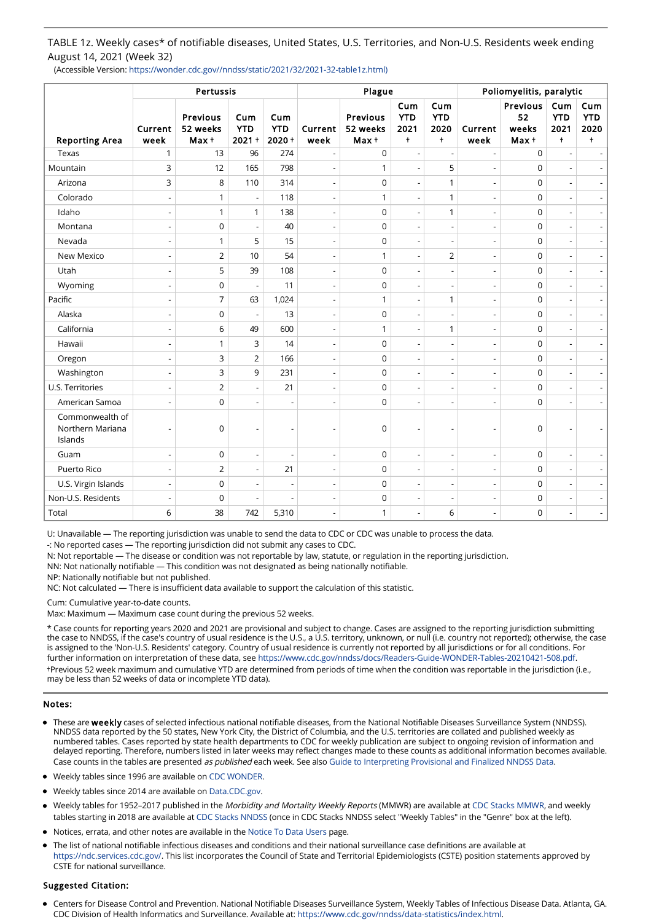TABLE 1z. Weekly cases* of notifiable diseases, United States, U.S. Territories, and Non-U.S. Residents week ending August 14, 2021 (Week 32)

(Accessible Version: https://wonder.cdc.gov//nndss/static/2021/32/2021-32-table1z.html)

| Reporting Area | Pertussis | | | | Plague | | | | Poliomyelitis, paralytic | | | |
|---|---|---|---|---|---|---|---|---|---|---|---|---|
| | Current week | Previous 52 weeks Max † | Cum YTD 2021 † | Cum YTD 2020 † | Current week | Previous 52 weeks Max † | Cum YTD 2021 † | Cum YTD 2020 † | Current week | Previous 52 weeks Max † | Cum YTD 2021 † | Cum YTD 2020 † |
| Texas | 1 | 13 | 96 | 274 | - | 0 | - | - | - | 0 | - | - |
| Mountain | 3 | 12 | 165 | 798 | - | 1 | - | 5 | - | 0 | - | - |
| Arizona | 3 | 8 | 110 | 314 | - | 0 | - | 1 | - | 0 | - | - |
| Colorado | - | 1 | - | 118 | - | 1 | - | 1 | - | 0 | - | - |
| Idaho | - | 1 | 1 | 138 | - | 0 | - | 1 | - | 0 | - | - |
| Montana | - | 0 | - | 40 | - | 0 | - | - | - | 0 | - | - |
| Nevada | - | 1 | 5 | 15 | - | 0 | - | - | - | 0 | - | - |
| New Mexico | - | 2 | 10 | 54 | - | 1 | - | 2 | - | 0 | - | - |
| Utah | - | 5 | 39 | 108 | - | 0 | - | - | - | 0 | - | - |
| Wyoming | - | 0 | - | 11 | - | 0 | - | - | - | 0 | - | - |
| Pacific | - | 7 | 63 | 1,024 | - | 1 | - | 1 | - | 0 | - | - |
| Alaska | - | 0 | - | 13 | - | 0 | - | - | - | 0 | - | - |
| California | - | 6 | 49 | 600 | - | 1 | - | 1 | - | 0 | - | - |
| Hawaii | - | 1 | 3 | 14 | - | 0 | - | - | - | 0 | - | - |
| Oregon | - | 3 | 2 | 166 | - | 0 | - | - | - | 0 | - | - |
| Washington | - | 3 | 9 | 231 | - | 0 | - | - | - | 0 | - | - |
| U.S. Territories | - | 2 | - | 21 | - | 0 | - | - | - | 0 | - | - |
| American Samoa | - | 0 | - | - | - | 0 | - | - | - | 0 | - | - |
| Commonwealth of Northern Mariana Islands | - | 0 | - | - | - | 0 | - | - | - | 0 | - | - |
| Guam | - | 0 | - | - | - | 0 | - | - | - | 0 | - | - |
| Puerto Rico | - | 2 | - | 21 | - | 0 | - | - | - | 0 | - | - |
| U.S. Virgin Islands | - | 0 | - | - | - | 0 | - | - | - | 0 | - | - |
| Non-U.S. Residents | - | 0 | - | - | - | 0 | - | - | - | 0 | - | - |
| Total | 6 | 38 | 742 | 5,310 | - | 1 | - | 6 | - | 0 | - | - |

U: Unavailable — The reporting jurisdiction was unable to send the data to CDC or CDC was unable to process the data.

-: No reported cases — The reporting jurisdiction did not submit any cases to CDC.

N: Not reportable — The disease or condition was not reportable by law, statute, or regulation in the reporting jurisdiction.

NN: Not nationally notifiable — This condition was not designated as being nationally notifiable.

NP: Nationally notifiable but not published.

NC: Not calculated — There is insufficient data available to support the calculation of this statistic.

Cum: Cumulative year-to-date counts.

Max: Maximum — Maximum case count during the previous 52 weeks.

* Case counts for reporting years 2020 and 2021 are provisional and subject to change. Cases are assigned to the reporting jurisdiction submitting the case to NNDSS, if the case's country of usual residence is the U.S., a U.S. territory, unknown, or null (i.e. country not reported); otherwise, the case is assigned to the 'Non-U.S. Residents' category. Country of usual residence is currently not reported by all jurisdictions or for all conditions. For further information on interpretation of these data, see https://www.cdc.gov/nndss/docs/Readers-Guide-WONDER-Tables-20210421-508.pdf.

†Previous 52 week maximum and cumulative YTD are determined from periods of time when the condition was reportable in the jurisdiction (i.e., may be less than 52 weeks of data or incomplete YTD data).

## Notes:

- These are **weekly** cases of selected infectious national notifiable diseases, from the National Notifiable Diseases Surveillance System (NNDSS). NNDSS data reported by the 50 states, New York City, the District of Columbia, and the U.S. territories are collated and published weekly as numbered tables. Cases reported by state health departments to CDC for weekly publication are subject to ongoing revision of information and delayed reporting. Therefore, numbers listed in later weeks may reflect changes made to these counts as additional information becomes available. Case counts in the tables are presented *as published* each week. See also Guide to Interpreting Provisional and Finalized NNDSS Data.
- Weekly tables since 1996 are available on CDC WONDER.
- Weekly tables since 2014 are available on Data.CDC.gov.
- Weekly tables for 1952–2017 published in the *Morbidity and Mortality Weekly Reports* (MMWR) are available at CDC Stacks MMWR, and weekly tables starting in 2018 are available at CDC Stacks NNDSS (once in CDC Stacks NNDSS select "Weekly Tables" in the "Genre" box at the left).
- Notices, errata, and other notes are available in the Notice To Data Users page.
- The list of national notifiable infectious diseases and conditions and their national surveillance case definitions are available at https://ndc.services.cdc.gov/. This list incorporates the Council of State and Territorial Epidemiologists (CSTE) position statements approved by CSTE for national surveillance.

## Suggested Citation:

- Centers for Disease Control and Prevention. National Notifiable Diseases Surveillance System, Weekly Tables of Infectious Disease Data. Atlanta, GA. CDC Division of Health Informatics and Surveillance. Available at: https://www.cdc.gov/nndss/data-statistics/index.html.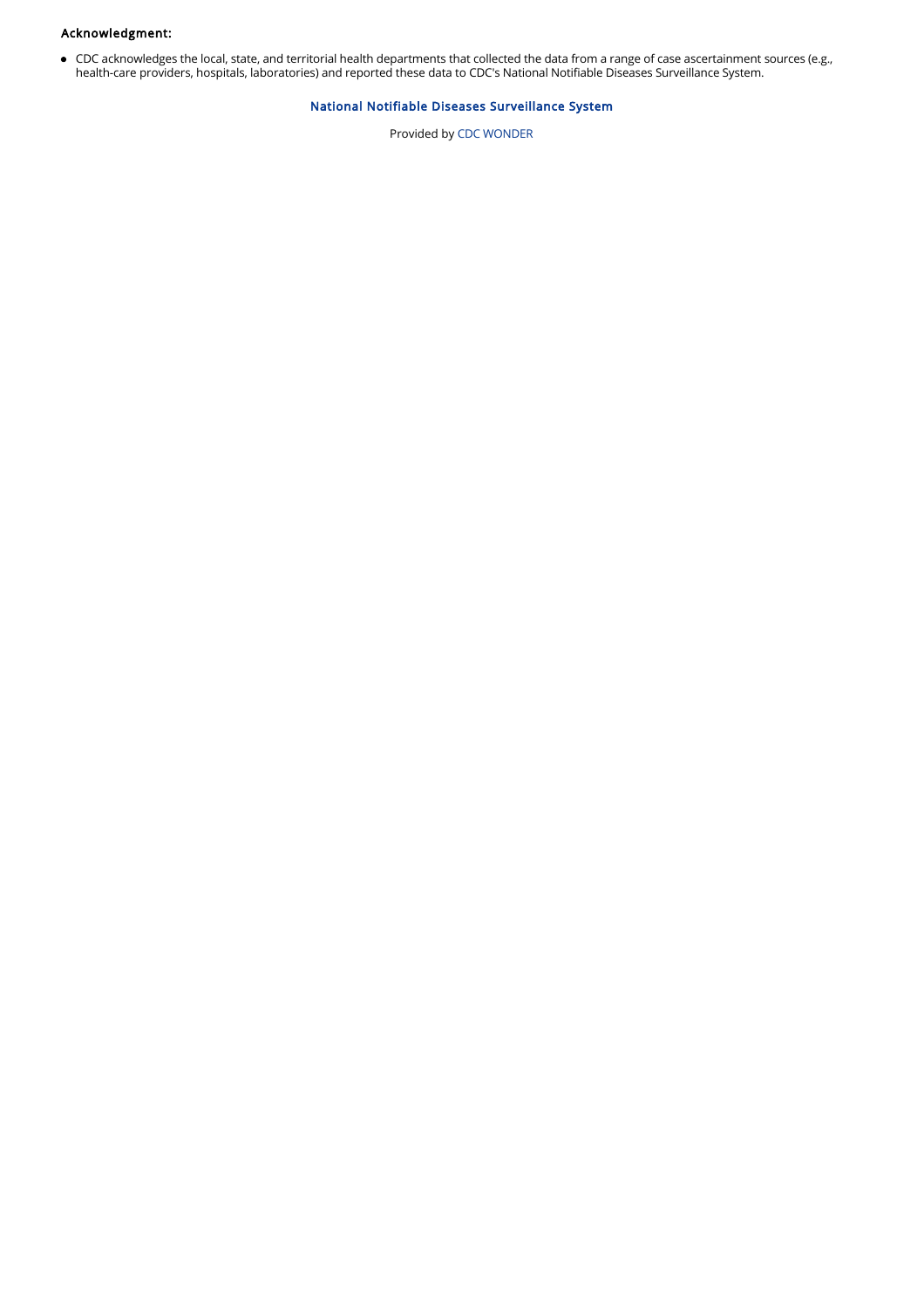**Acknowledgment:**

- CDC acknowledges the local, state, and territorial health departments that collected the data from a range of case ascertainment sources (e.g., health-care providers, hospitals, laboratories) and reported these data to CDC's National Notifiable Diseases Surveillance System.

National Notifiable Diseases Surveillance System

Provided by CDC WONDER